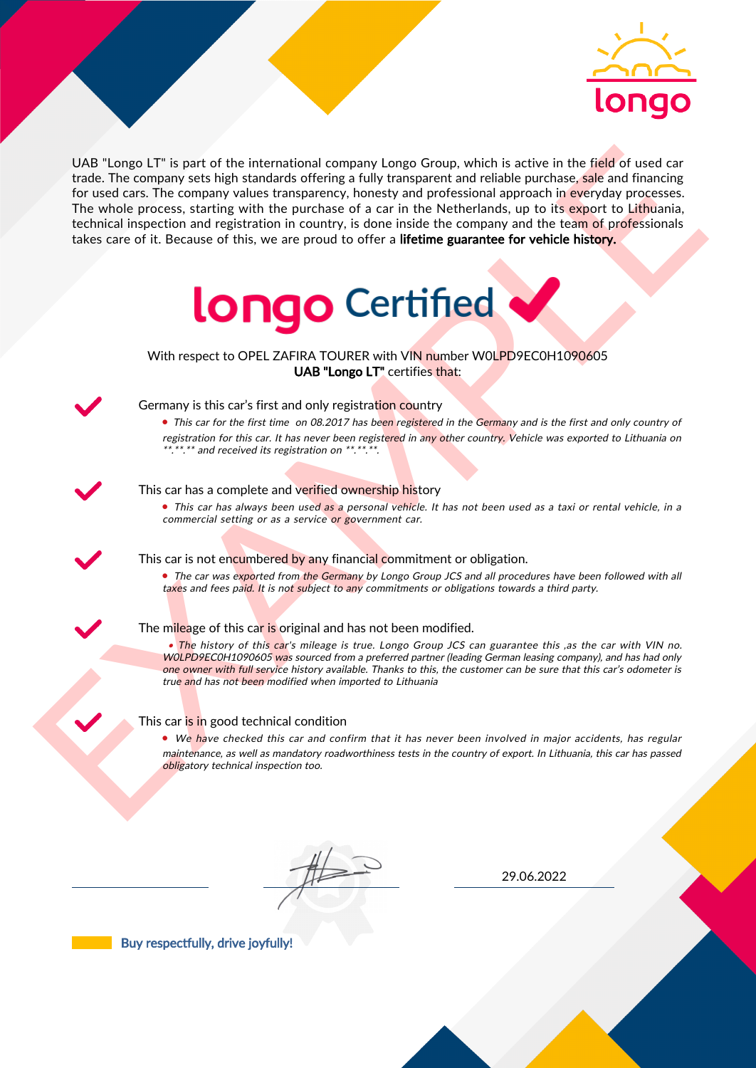longo

UAB "Longo LT" is part of the international company Longo Group, which is active in the field of used car trade. The company sets high standards offering a fully transparent and reliable purchase, sale and financing for used cars. The company values transparency, honesty and professional approach in everyday processes. The whole process, starting with the purchase of a car in the Netherlands, up to its export to Lithuania, technical inspection and registration in country, is done inside the company and the team of professionals takes care of it. Because of this, we are proud to offer a **lifetime guarantee for vehicle history.**

# longo Certified ✔

With respect to OPEL ZAFIRA TOURER with VIN number W0LPD9EC0H1090605
**UAB "Longo LT"** certifies that:

✔ Germany is this car's first and only registration country

- *This car for the first time on 08.2017 has been registered in the Germany and is the first and only country of registration for this car. It has never been registered in any other country. Vehicle was exported to Lithuania on \*\*.\*\*.\*\* and received its registration on \*\*.\*\*.\*\*.*

✔ This car has a complete and verified ownership history

- *This car has always been used as a personal vehicle. It has not been used as a taxi or rental vehicle, in a commercial setting or as a service or government car.*

✔ This car is not encumbered by any financial commitment or obligation.

- *The car was exported from the Germany by Longo Group JCS and all procedures have been followed with all taxes and fees paid. It is not subject to any commitments or obligations towards a third party.*

✔ The mileage of this car is original and has not been modified.

- *The history of this car's mileage is true. Longo Group JCS can guarantee this ,as the car with VIN no. W0LPD9EC0H1090605 was sourced from a preferred partner (leading German leasing company), and has had only one owner with full service history available. Thanks to this, the customer can be sure that this car's odometer is true and has not been modified when imported to Lithuania*

✔ This car is in good technical condition

- *We have checked this car and confirm that it has never been involved in major accidents, has regular maintenance, as well as mandatory roadworthiness tests in the country of export. In Lithuania, this car has passed obligatory technical inspection too.*

29.06.2022

Buy respectfully, drive joyfully!

EXAMPLE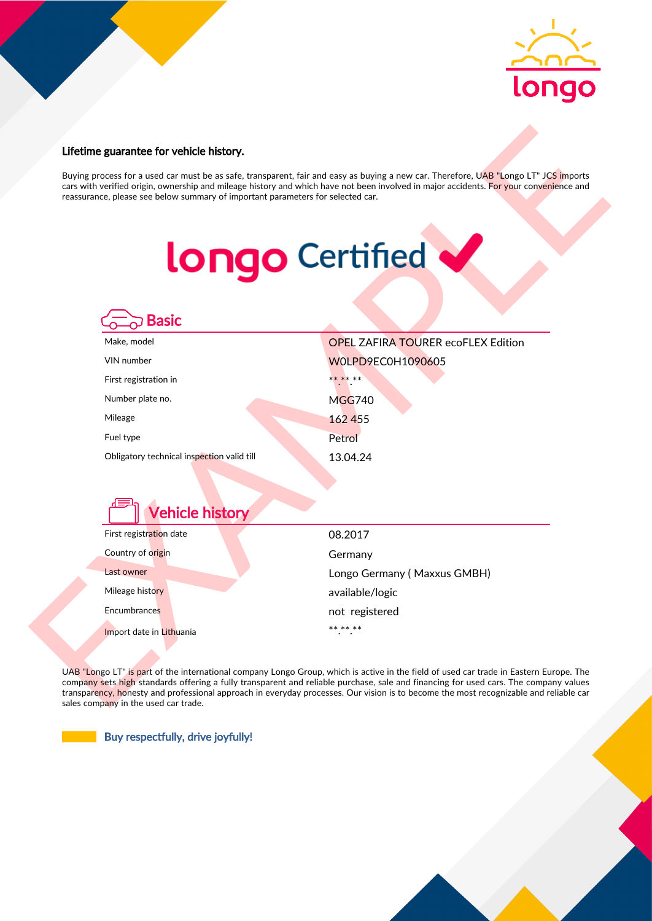longo

**Lifetime guarantee for vehicle history.**

Buying process for a used car must be as safe, transparent, fair and easy as buying a new car. Therefore, UAB "Longo LT" JCS imports cars with verified origin, ownership and mileage history and which have not been involved in major accidents. For your convenience and reassurance, please see below summary of important parameters for selected car.

# longo Certified

EXAMPLE

## Basic

| | |
|---|---|
| Make, model | OPEL ZAFIRA TOURER ecoFLEX Edition |
| VIN number | W0LPD9EC0H1090605 |
| First registration in | **.**.** |
| Number plate no. | MGG740 |
| Mileage | 162 455 |
| Fuel type | Petrol |
| Obligatory technical inspection valid till | 13.04.24 |

## Vehicle history

| | |
|---|---|
| First registration date | 08.2017 |
| Country of origin | Germany |
| Last owner | Longo Germany ( Maxxus GMBH) |
| Mileage history | available/logic |
| Encumbrances | not registered |
| Import date in Lithuania | **.**.** |

UAB "Longo LT" is part of the international company Longo Group, which is active in the field of used car trade in Eastern Europe. The company sets high standards offering a fully transparent and reliable purchase, sale and financing for used cars. The company values transparency, honesty and professional approach in everyday processes. Our vision is to become the most recognizable and reliable car sales company in the used car trade.

Buy respectfully, drive joyfully!